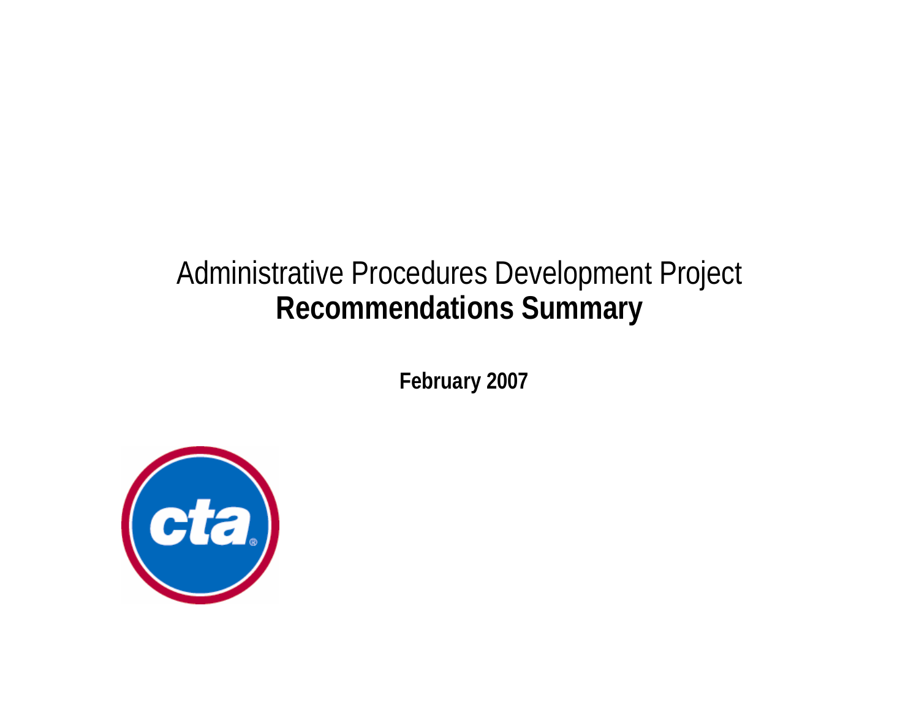# Administrative Procedures Development Project
# **Recommendations Summary**

**February 2007**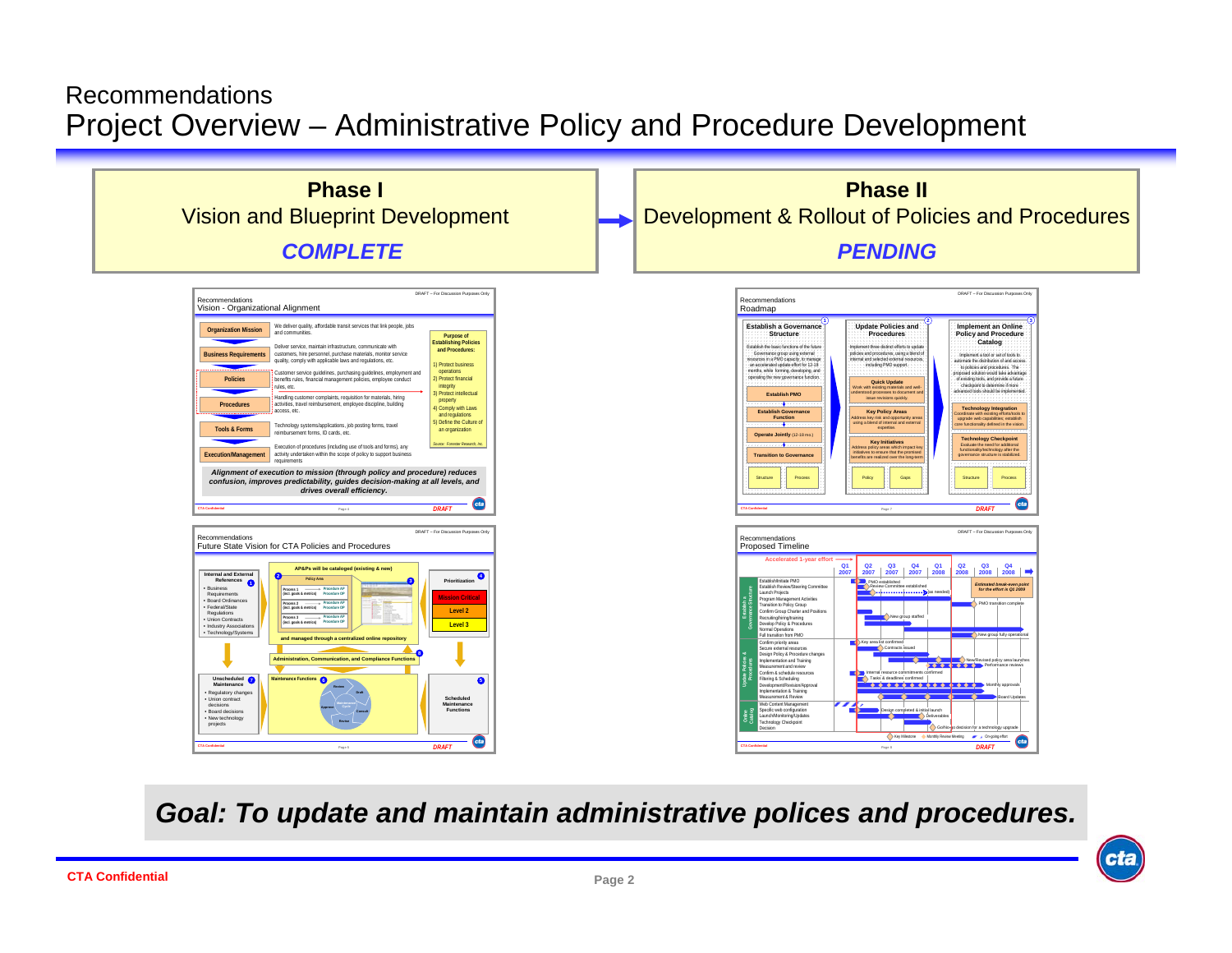Recommendations

# Project Overview – Administrative Policy and Procedure Development

**Phase I**

Vision and Blueprint Development

***COMPLETE***

**Phase II**

Development & Rollout of Policies and Procedures

***PENDING***

***Goal: To update and maintain administrative polices and procedures.***

**CTA Confidential**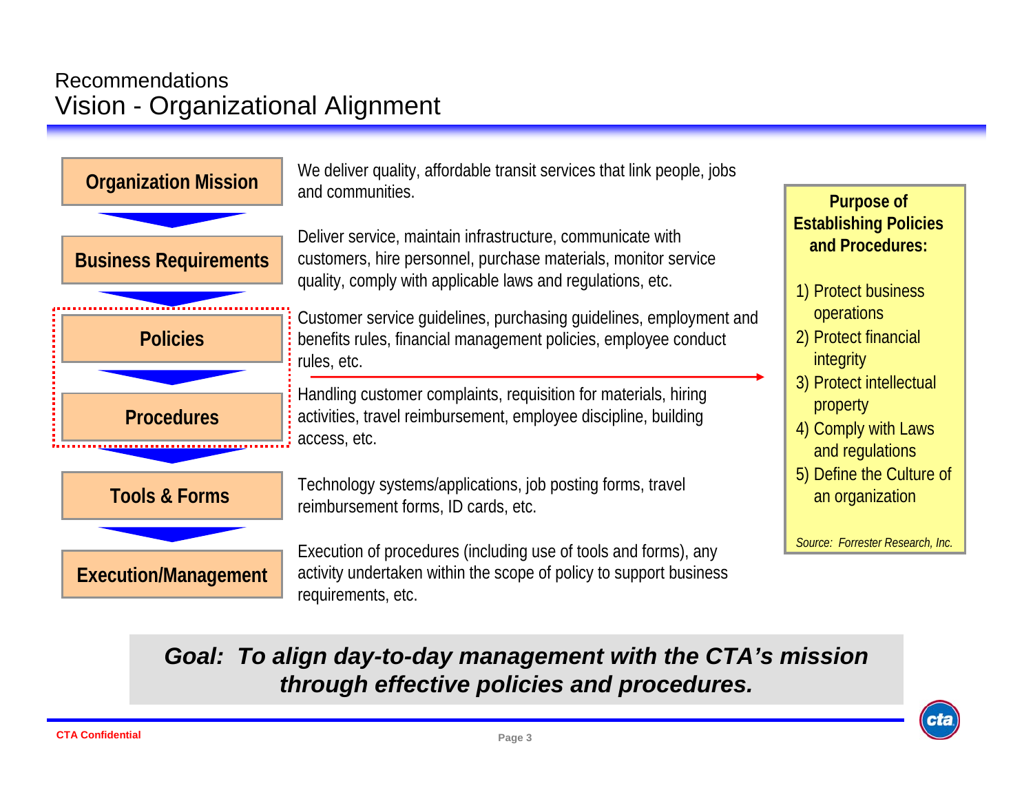Recommendations

# Vision - Organizational Alignment

| Level | Description |
|---|---|
| **Organization Mission** | We deliver quality, affordable transit services that link people, jobs and communities. |
| **Business Requirements** | Deliver service, maintain infrastructure, communicate with customers, hire personnel, purchase materials, monitor service quality, comply with applicable laws and regulations, etc. |
| **Policies** | Customer service guidelines, purchasing guidelines, employment and benefits rules, financial management policies, employee conduct rules, etc. |
| **Procedures** | Handling customer complaints, requisition for materials, hiring activities, travel reimbursement, employee discipline, building access, etc. |
| **Tools & Forms** | Technology systems/applications, job posting forms, travel reimbursement forms, ID cards, etc. |
| **Execution/Management** | Execution of procedures (including use of tools and forms), any activity undertaken within the scope of policy to support business requirements, etc. |

**Purpose of Establishing Policies and Procedures:**

1) Protect business operations
2) Protect financial integrity
3) Protect intellectual property
4) Comply with Laws and regulations
5) Define the Culture of an organization

*Source: Forrester Research, Inc.*

***Goal: To align day-to-day management with the CTA's mission through effective policies and procedures.***

CTA Confidential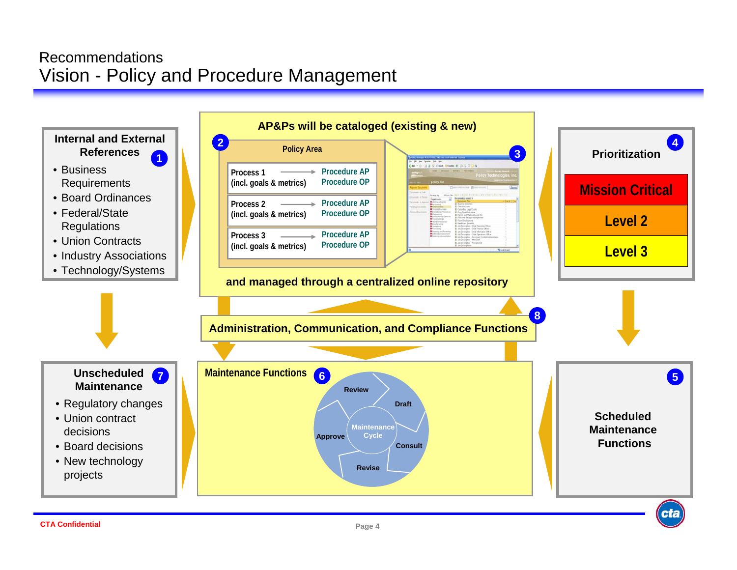# Recommendations
## Vision - Policy and Procedure Management

### Internal and External References (1)

- Business Requirements
- Board Ordinances
- Federal/State Regulations
- Union Contracts
- Industry Associations
- Technology/Systems

### AP&Ps will be cataloged (existing & new)

**Policy Area (2)**

| Process | | Procedures |
|---|---|---|
| Process 1 (incl. goals & metrics) | → | Procedure AP<br>Procedure OP |
| Process 2 (incl. goals & metrics) | → | Procedure AP<br>Procedure OP |
| Process 3 (incl. goals & metrics) | → | Procedure AP<br>Procedure OP |

(3)

**and managed through a centralized online repository**

### Prioritization (4)

- Mission Critical
- Level 2
- Level 3

### Administration, Communication, and Compliance Functions (8)

### Unscheduled Maintenance (7)

- Regulatory changes
- Union contract decisions
- Board decisions
- New technology projects

### Maintenance Functions (6)

Maintenance Cycle: Review → Draft → Consult → Revise → Approve

### Scheduled Maintenance Functions (5)

CTA Confidential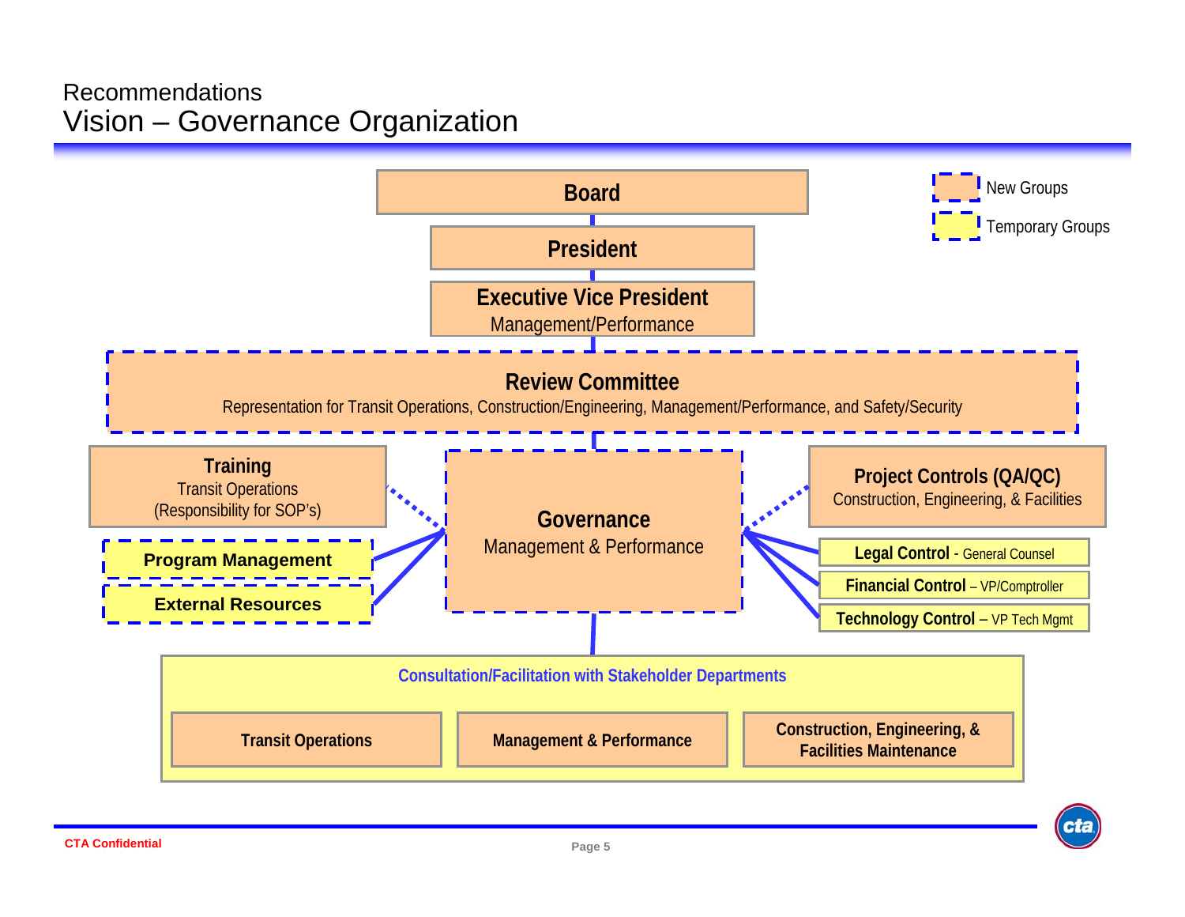# Recommendations

## Vision – Governance Organization

**Legend:**
- New Groups
- Temporary Groups

**Board**

**President**

**Executive Vice President**
Management/Performance

**Review Committee**
Representation for Transit Operations, Construction/Engineering, Management/Performance, and Safety/Security

**Training**
Transit Operations
(Responsibility for SOP's)

**Program Management**

**External Resources**

**Governance**
Management & Performance

**Project Controls (QA/QC)**
Construction, Engineering, & Facilities

**Legal Control** - General Counsel

**Financial Control** – VP/Comptroller

**Technology Control** – VP Tech Mgmt

**Consultation/Facilitation with Stakeholder Departments**

- **Transit Operations**
- **Management & Performance**
- **Construction, Engineering, & Facilities Maintenance**

CTA Confidential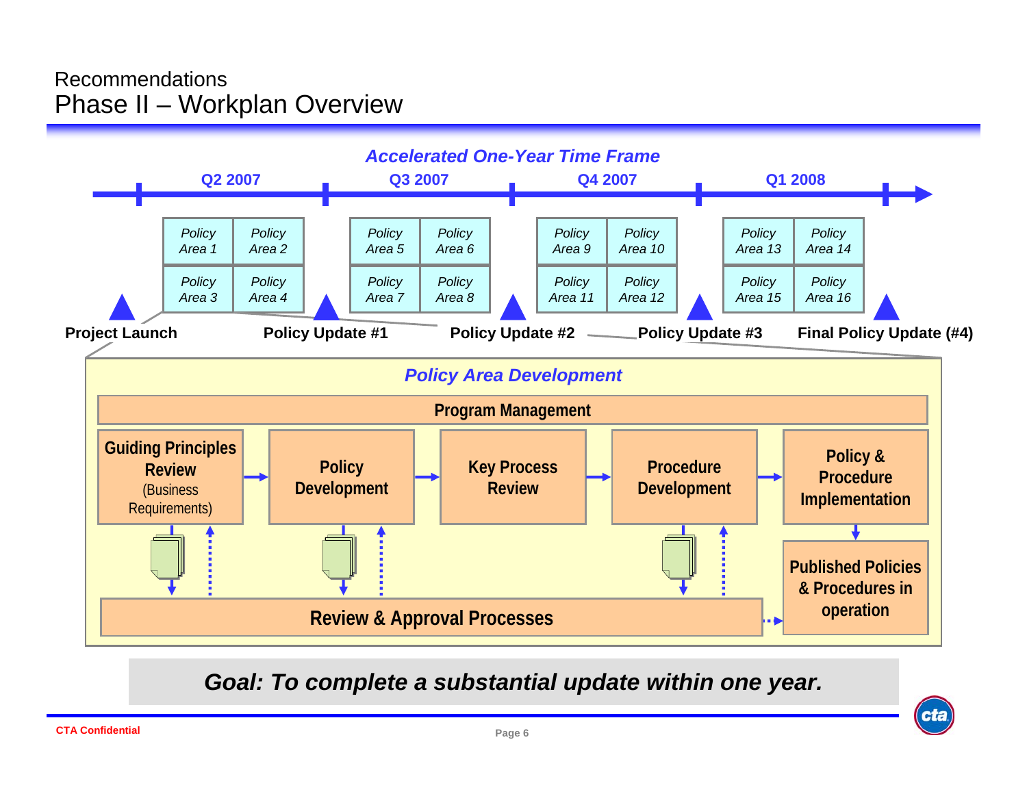# Recommendations
## Phase II – Workplan Overview

***Accelerated One-Year Time Frame***

| Q2 2007 | | Q3 2007 | | Q4 2007 | | Q1 2008 | |
|---|---|---|---|---|---|---|---|
| *Policy Area 1* | *Policy Area 2* | *Policy Area 5* | *Policy Area 6* | *Policy Area 9* | *Policy Area 10* | *Policy Area 13* | *Policy Area 14* |
| *Policy Area 3* | *Policy Area 4* | *Policy Area 7* | *Policy Area 8* | *Policy Area 11* | *Policy Area 12* | *Policy Area 15* | *Policy Area 16* |

**Project Launch** → **Policy Update #1** → **Policy Update #2** → **Policy Update #3** → **Final Policy Update (#4)**

### *Policy Area Development*

**Program Management**

**Guiding Principles Review** (Business Requirements) → **Policy Development** → **Key Process Review** → **Procedure Development** → **Policy & Procedure Implementation**

**Review & Approval Processes** → **Published Policies & Procedures in operation**

***Goal: To complete a substantial update within one year.***

CTA Confidential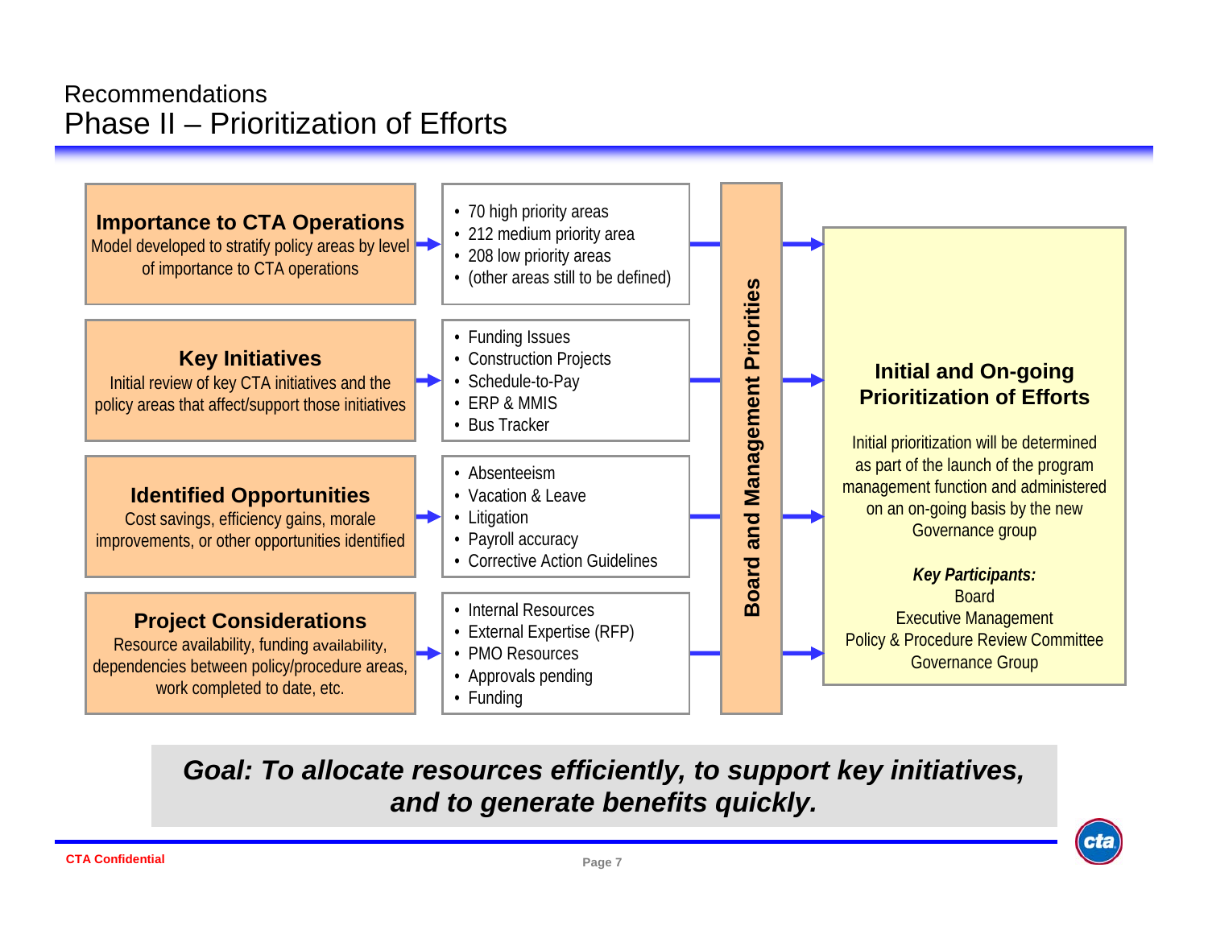# Recommendations

## Phase II – Prioritization of Efforts

### Importance to CTA Operations

Model developed to stratify policy areas by level of importance to CTA operations

- 70 high priority areas
- 212 medium priority area
- 208 low priority areas
- (other areas still to be defined)

### Key Initiatives

Initial review of key CTA initiatives and the policy areas that affect/support those initiatives

- Funding Issues
- Construction Projects
- Schedule-to-Pay
- ERP & MMIS
- Bus Tracker

### Identified Opportunities

Cost savings, efficiency gains, morale improvements, or other opportunities identified

- Absenteeism
- Vacation & Leave
- Litigation
- Payroll accuracy
- Corrective Action Guidelines

### Project Considerations

Resource availability, funding availability, dependencies between policy/procedure areas, work completed to date, etc.

- Internal Resources
- External Expertise (RFP)
- PMO Resources
- Approvals pending
- Funding

**Board and Management Priorities**

### Initial and On-going Prioritization of Efforts

Initial prioritization will be determined as part of the launch of the program management function and administered on an on-going basis by the new Governance group

***Key Participants:***

Board
Executive Management
Policy & Procedure Review Committee
Governance Group

***Goal: To allocate resources efficiently, to support key initiatives, and to generate benefits quickly.***

CTA Confidential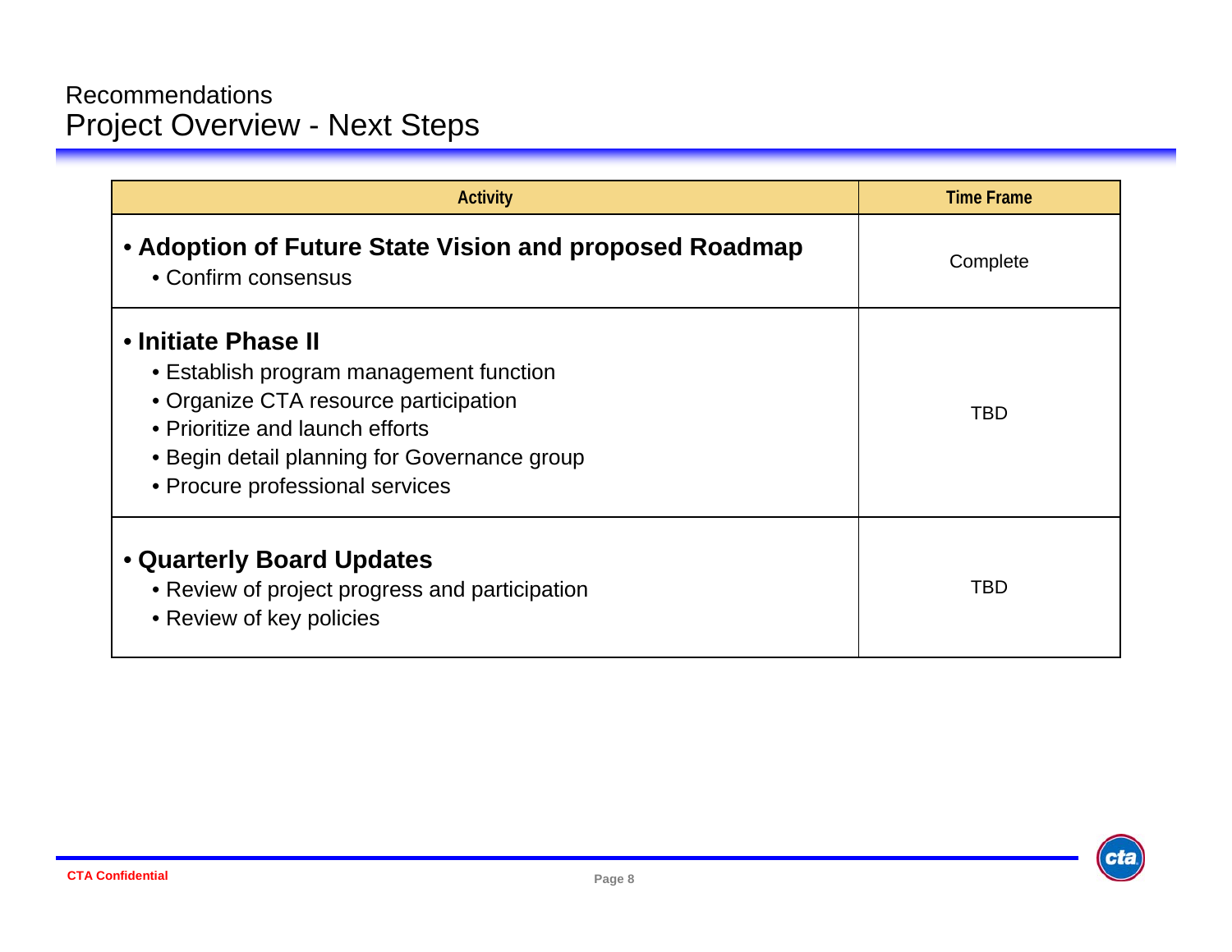Recommendations

# Project Overview - Next Steps

| Activity | Time Frame |
| --- | --- |
| • **Adoption of Future State Vision and proposed Roadmap**<br>• Confirm consensus | Complete |
| • **Initiate Phase II**<br>• Establish program management function<br>• Organize CTA resource participation<br>• Prioritize and launch efforts<br>• Begin detail planning for Governance group<br>• Procure professional services | TBD |
| • **Quarterly Board Updates**<br>• Review of project progress and participation<br>• Review of key policies | TBD |

CTA Confidential